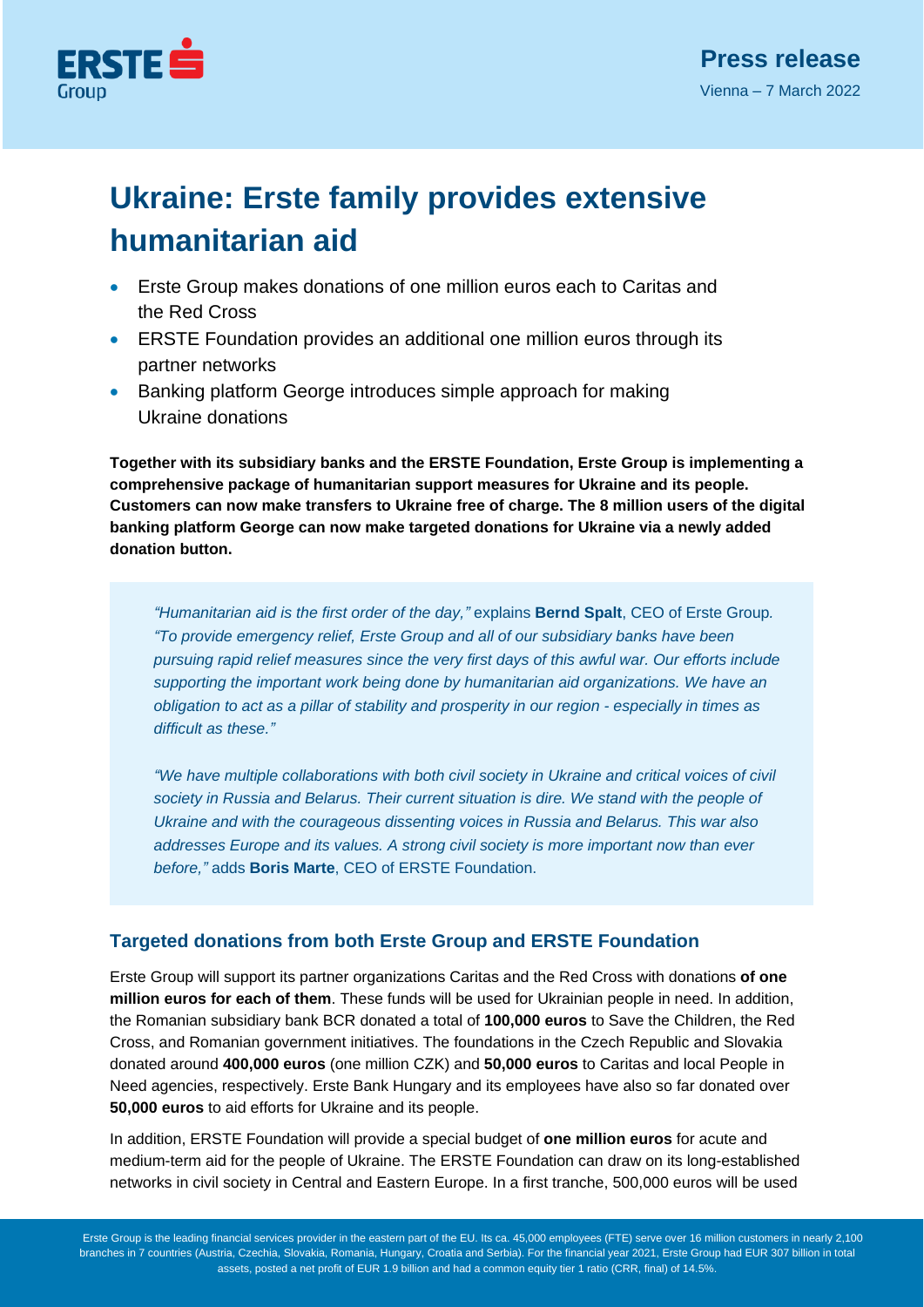**Press release**

Vienna – 7 March 2022

# Ukraine: Erste family provides extensive humanitarian aid

- Erste Group makes donations of one million euros each to Caritas and the Red Cross
- ERSTE Foundation provides an additional one million euros through its partner networks
- Banking platform George introduces simple approach for making Ukraine donations

**Together with its subsidiary banks and the ERSTE Foundation, Erste Group is implementing a comprehensive package of humanitarian support measures for Ukraine and its people. Customers can now make transfers to Ukraine free of charge. The 8 million users of the digital banking platform George can now make targeted donations for Ukraine via a newly added donation button.**

*"Humanitarian aid is the first order of the day,"* explains **Bernd Spalt**, CEO of Erste Group. *"To provide emergency relief, Erste Group and all of our subsidiary banks have been pursuing rapid relief measures since the very first days of this awful war. Our efforts include supporting the important work being done by humanitarian aid organizations. We have an obligation to act as a pillar of stability and prosperity in our region - especially in times as difficult as these."*

*"We have multiple collaborations with both civil society in Ukraine and critical voices of civil society in Russia and Belarus. Their current situation is dire. We stand with the people of Ukraine and with the courageous dissenting voices in Russia and Belarus. This war also addresses Europe and its values. A strong civil society is more important now than ever before,"* adds **Boris Marte**, CEO of ERSTE Foundation.

## Targeted donations from both Erste Group and ERSTE Foundation

Erste Group will support its partner organizations Caritas and the Red Cross with donations **of one million euros for each of them**. These funds will be used for Ukrainian people in need. In addition, the Romanian subsidiary bank BCR donated a total of **100,000 euros** to Save the Children, the Red Cross, and Romanian government initiatives. The foundations in the Czech Republic and Slovakia donated around **400,000 euros** (one million CZK) and **50,000 euros** to Caritas and local People in Need agencies, respectively. Erste Bank Hungary and its employees have also so far donated over **50,000 euros** to aid efforts for Ukraine and its people.

In addition, ERSTE Foundation will provide a special budget of **one million euros** for acute and medium-term aid for the people of Ukraine. The ERSTE Foundation can draw on its long-established networks in civil society in Central and Eastern Europe. In a first tranche, 500,000 euros will be used

Erste Group is the leading financial services provider in the eastern part of the EU. Its ca. 45,000 employees (FTE) serve over 16 million customers in nearly 2,100 branches in 7 countries (Austria, Czechia, Slovakia, Romania, Hungary, Croatia and Serbia). For the financial year 2021, Erste Group had EUR 307 billion in total assets, posted a net profit of EUR 1.9 billion and had a common equity tier 1 ratio (CRR, final) of 14.5%.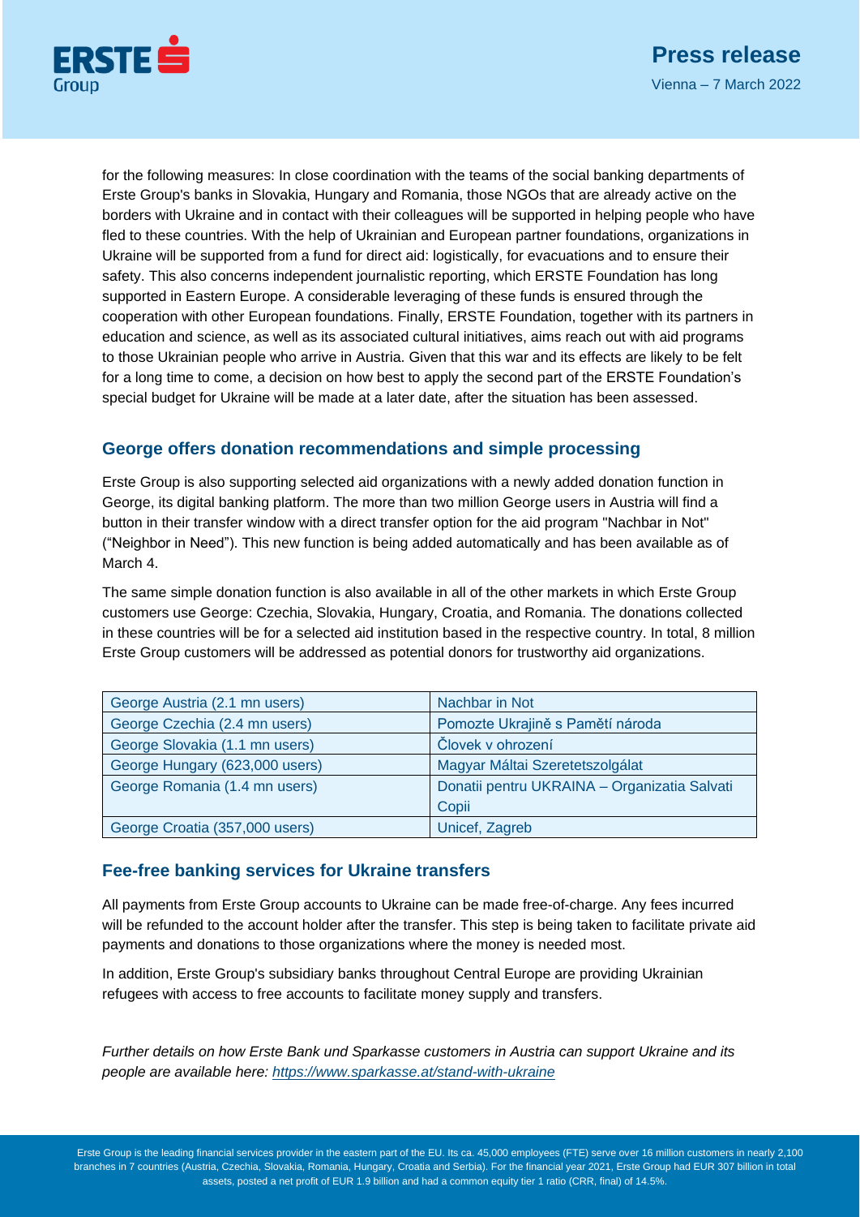for the following measures: In close coordination with the teams of the social banking departments of Erste Group's banks in Slovakia, Hungary and Romania, those NGOs that are already active on the borders with Ukraine and in contact with their colleagues will be supported in helping people who have fled to these countries. With the help of Ukrainian and European partner foundations, organizations in Ukraine will be supported from a fund for direct aid: logistically, for evacuations and to ensure their safety. This also concerns independent journalistic reporting, which ERSTE Foundation has long supported in Eastern Europe. A considerable leveraging of these funds is ensured through the cooperation with other European foundations. Finally, ERSTE Foundation, together with its partners in education and science, as well as its associated cultural initiatives, aims reach out with aid programs to those Ukrainian people who arrive in Austria. Given that this war and its effects are likely to be felt for a long time to come, a decision on how best to apply the second part of the ERSTE Foundation's special budget for Ukraine will be made at a later date, after the situation has been assessed.

## George offers donation recommendations and simple processing

Erste Group is also supporting selected aid organizations with a newly added donation function in George, its digital banking platform. The more than two million George users in Austria will find a button in their transfer window with a direct transfer option for the aid program "Nachbar in Not" ("Neighbor in Need"). This new function is being added automatically and has been available as of March 4.

The same simple donation function is also available in all of the other markets in which Erste Group customers use George: Czechia, Slovakia, Hungary, Croatia, and Romania. The donations collected in these countries will be for a selected aid institution based in the respective country. In total, 8 million Erste Group customers will be addressed as potential donors for trustworthy aid organizations.

| George Austria (2.1 mn users) | Nachbar in Not |
|---|---|
| George Czechia (2.4 mn users) | Pomozte Ukrajině s Pamětí národa |
| George Slovakia (1.1 mn users) | Človek v ohrození |
| George Hungary (623,000 users) | Magyar Máltai Szeretetszolgálat |
| George Romania (1.4 mn users) | Donatii pentru UKRAINA – Organizatia Salvati Copii |
| George Croatia (357,000 users) | Unicef, Zagreb |

## Fee-free banking services for Ukraine transfers

All payments from Erste Group accounts to Ukraine can be made free-of-charge. Any fees incurred will be refunded to the account holder after the transfer. This step is being taken to facilitate private aid payments and donations to those organizations where the money is needed most.

In addition, Erste Group's subsidiary banks throughout Central Europe are providing Ukrainian refugees with access to free accounts to facilitate money supply and transfers.

*Further details on how Erste Bank und Sparkasse customers in Austria can support Ukraine and its people are available here: https://www.sparkasse.at/stand-with-ukraine*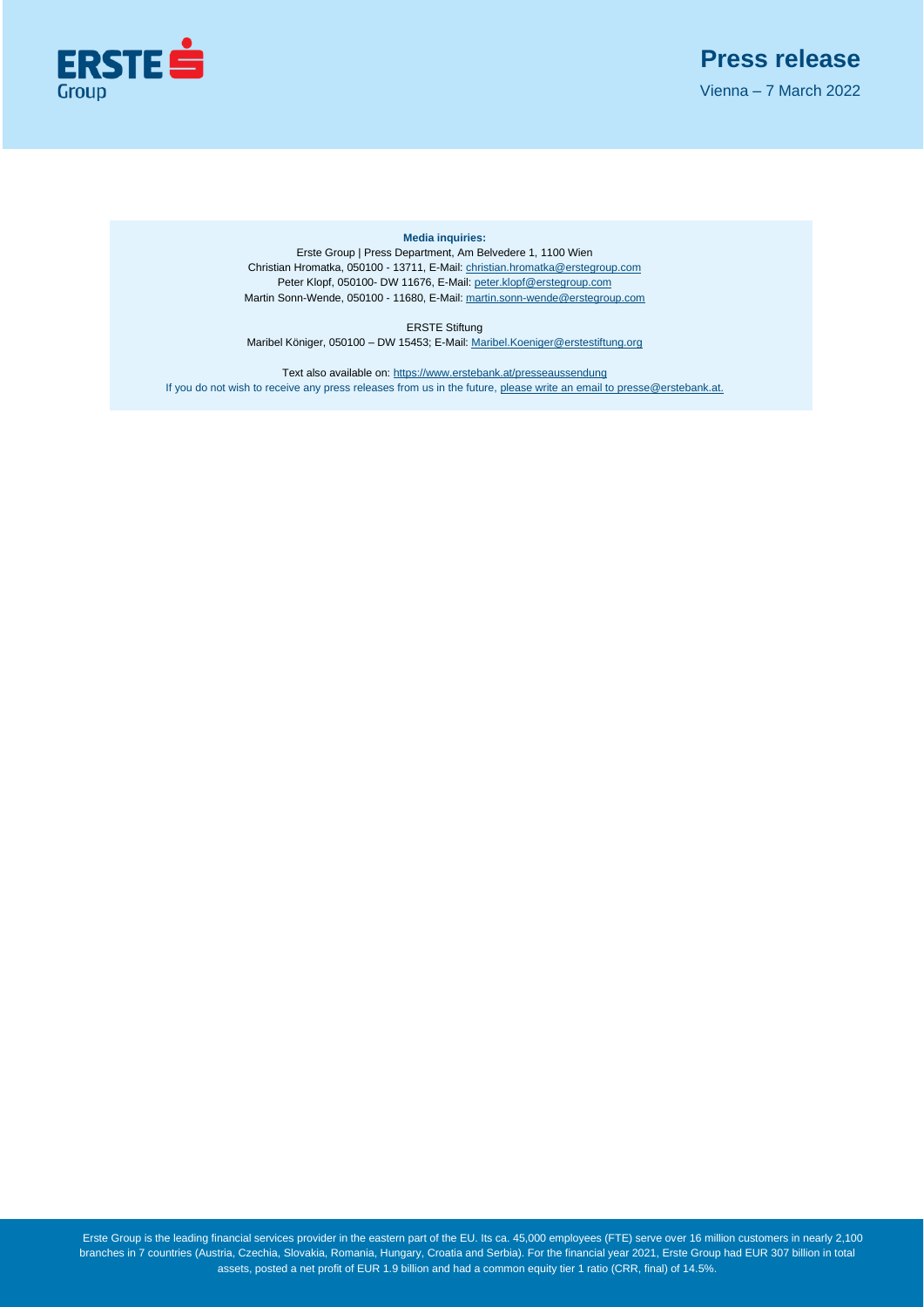**Media inquiries:**

Erste Group | Press Department, Am Belvedere 1, 1100 Wien

Christian Hromatka, 050100 - 13711, E-Mail: christian.hromatka@erstegroup.com

Peter Klopf, 050100- DW 11676, E-Mail: peter.klopf@erstegroup.com

Martin Sonn-Wende, 050100 - 11680, E-Mail: martin.sonn-wende@erstegroup.com

ERSTE Stiftung

Maribel Königer, 050100 – DW 15453; E-Mail: Maribel.Koeniger@erstestiftung.org

Text also available on: https://www.erstebank.at/presseaussendung

If you do not wish to receive any press releases from us in the future, please write an email to presse@erstebank.at.

Erste Group is the leading financial services provider in the eastern part of the EU. Its ca. 45,000 employees (FTE) serve over 16 million customers in nearly 2,100 branches in 7 countries (Austria, Czechia, Slovakia, Romania, Hungary, Croatia and Serbia). For the financial year 2021, Erste Group had EUR 307 billion in total assets, posted a net profit of EUR 1.9 billion and had a common equity tier 1 ratio (CRR, final) of 14.5%.